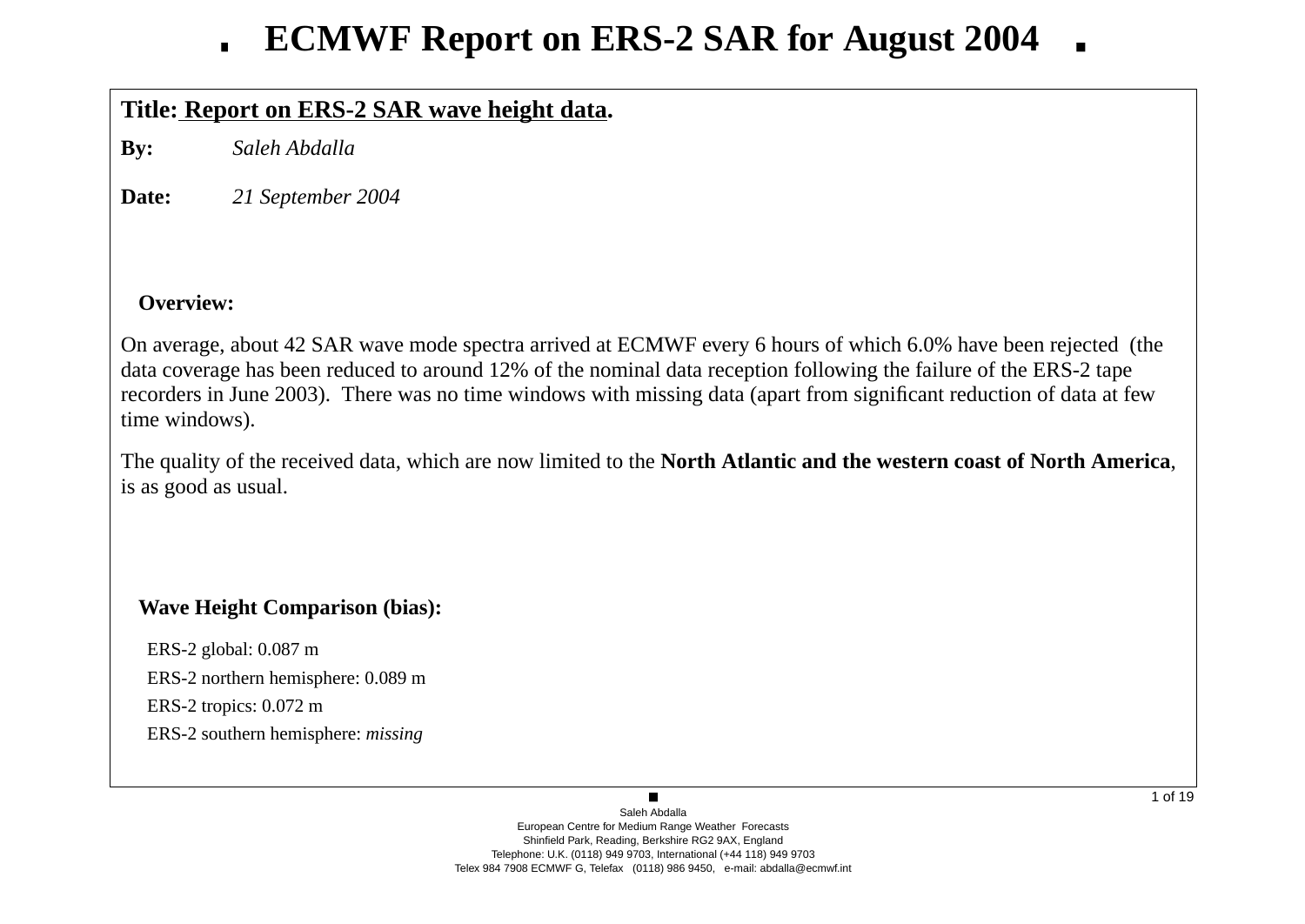# ECMWF Report on ERS-2 SAR for August 2004

**Title: Report on ERS-2 SAR wave height data.**

**By:** *Saleh Abdalla*

**Date:** *21 September 2004*

## Overview:

On average, about 42 SAR wave mode spectra arrived at ECMWF every 6 hours of which 6.0% have been rejected (the data coverage has been reduced to around 12% of the nominal data reception following the failure of the ERS-2 tape recorders in June 2003). There was no time windows with missing data (apart from significant reduction of data at few time windows).

The quality of the received data, which are now limited to the **North Atlantic and the western coast of North America**, is as good as usual.

## Wave Height Comparison (bias):

ERS-2 global: 0.087 m

ERS-2 northern hemisphere: 0.089 m

ERS-2 tropics: 0.072 m

ERS-2 southern hemisphere: *missing*

Saleh Abdalla
European Centre for Medium Range Weather Forecasts
Shinfield Park, Reading, Berkshire RG2 9AX, England
Telephone: U.K. (0118) 949 9703, International (+44 118) 949 9703
Telex 984 7908 ECMWF G, Telefax (0118) 986 9450, e-mail: abdalla@ecmwf.int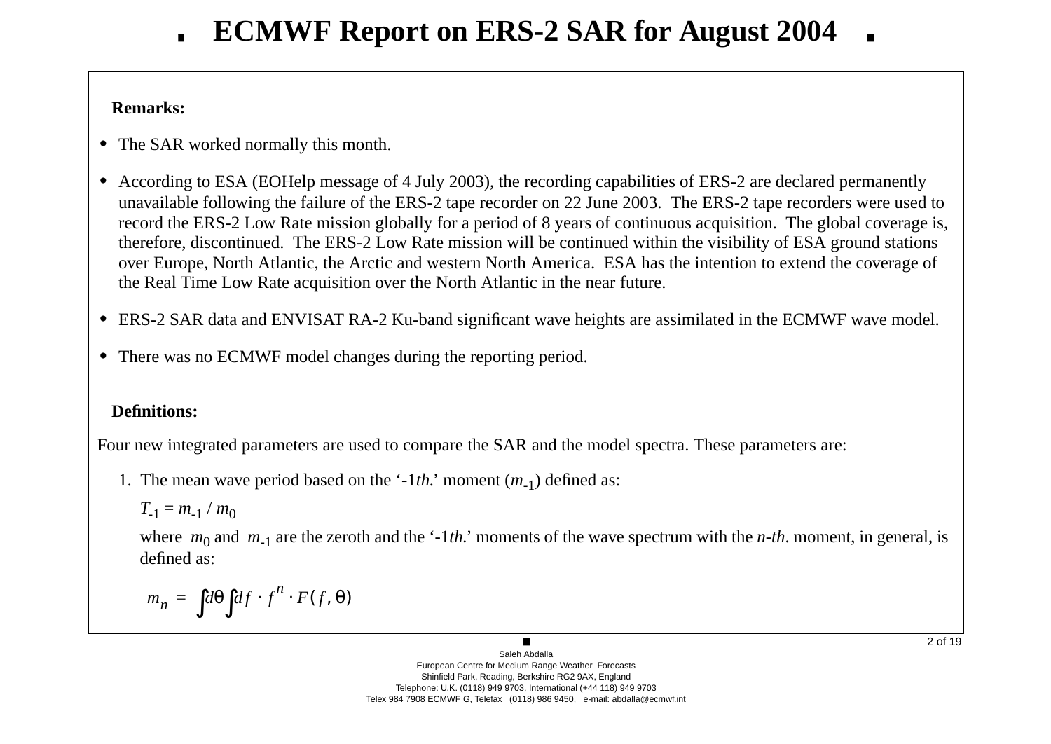# ECMWF Report on ERS-2 SAR for August 2004

**Remarks:**

- The SAR worked normally this month.
- According to ESA (EOHelp message of 4 July 2003), the recording capabilities of ERS-2 are declared permanently unavailable following the failure of the ERS-2 tape recorder on 22 June 2003. The ERS-2 tape recorders were used to record the ERS-2 Low Rate mission globally for a period of 8 years of continuous acquisition. The global coverage is, therefore, discontinued. The ERS-2 Low Rate mission will be continued within the visibility of ESA ground stations over Europe, North Atlantic, the Arctic and western North America. ESA has the intention to extend the coverage of the Real Time Low Rate acquisition over the North Atlantic in the near future.
- ERS-2 SAR data and ENVISAT RA-2 Ku-band significant wave heights are assimilated in the ECMWF wave model.
- There was no ECMWF model changes during the reporting period.

**Definitions:**

Four new integrated parameters are used to compare the SAR and the model spectra. These parameters are:

1. The mean wave period based on the '-1*th.*' moment ($m_{-1}$) defined as:

   $T_{-1} = m_{-1} / m_0$

   where $m_0$ and $m_{-1}$ are the zeroth and the '-1*th.*' moments of the wave spectrum with the *n-th*. moment, in general, is defined as:

$$m_n = \int d\theta \int df \cdot f^n \cdot F(f, \theta)$$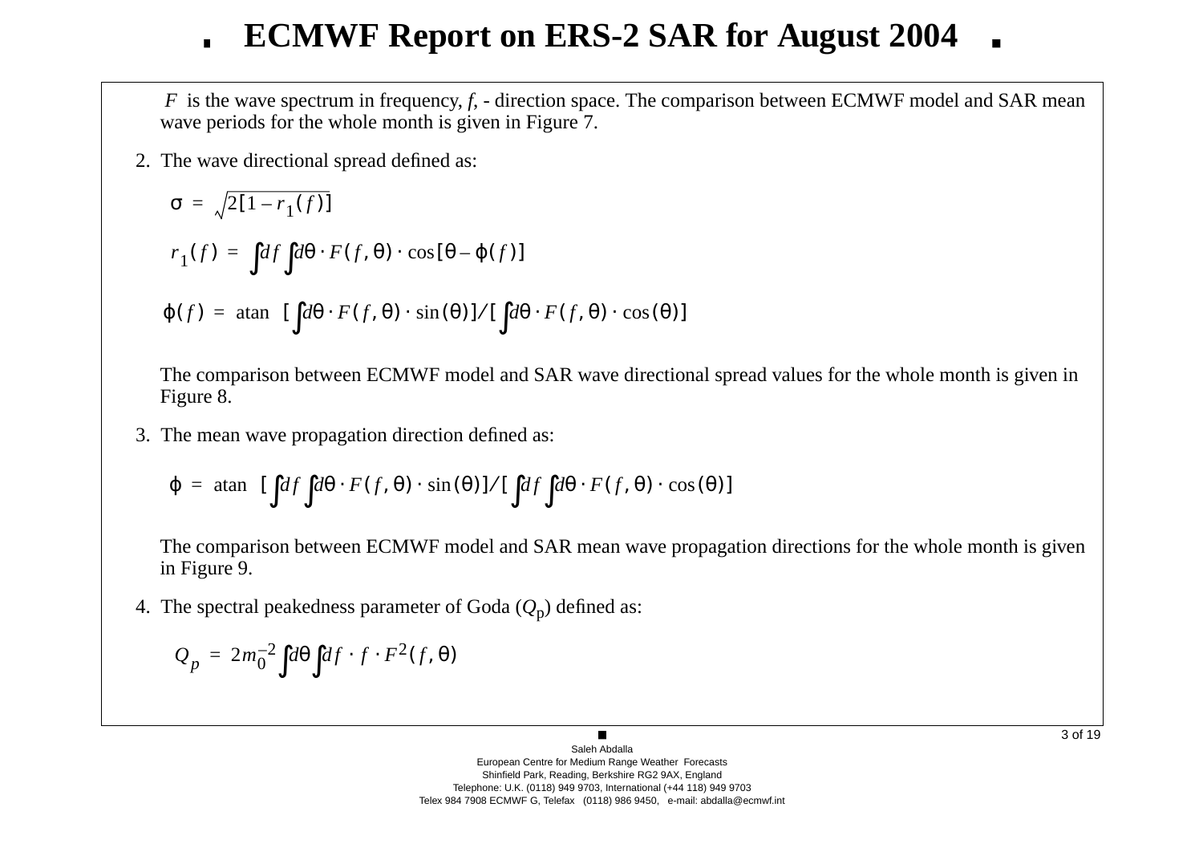$F$ is the wave spectrum in frequency, $f$, - direction space. The comparison between ECMWF model and SAR mean wave periods for the whole month is given in Figure 7.

2. The wave directional spread defined as:

$$\sigma = \sqrt{2[1 - r_1(f)]}$$

$$r_1(f) = \int df \int d\theta \cdot F(f, \theta) \cdot \cos[\theta - \varphi(f)]$$

$$\varphi(f) = \operatorname{atan}\ [\int d\theta \cdot F(f, \theta) \cdot \sin(\theta)] / [\int d\theta \cdot F(f, \theta) \cdot \cos(\theta)]$$

The comparison between ECMWF model and SAR wave directional spread values for the whole month is given in Figure 8.

3. The mean wave propagation direction defined as:

$$\varphi = \operatorname{atan}\ [\int df \int d\theta \cdot F(f, \theta) \cdot \sin(\theta)] / [\int df \int d\theta \cdot F(f, \theta) \cdot \cos(\theta)]$$

The comparison between ECMWF model and SAR mean wave propagation directions for the whole month is given in Figure 9.

4. The spectral peakedness parameter of Goda ($Q_p$) defined as:

$$Q_p = 2m_0^{-2} \int d\theta \int df \cdot f \cdot F^2(f, \theta)$$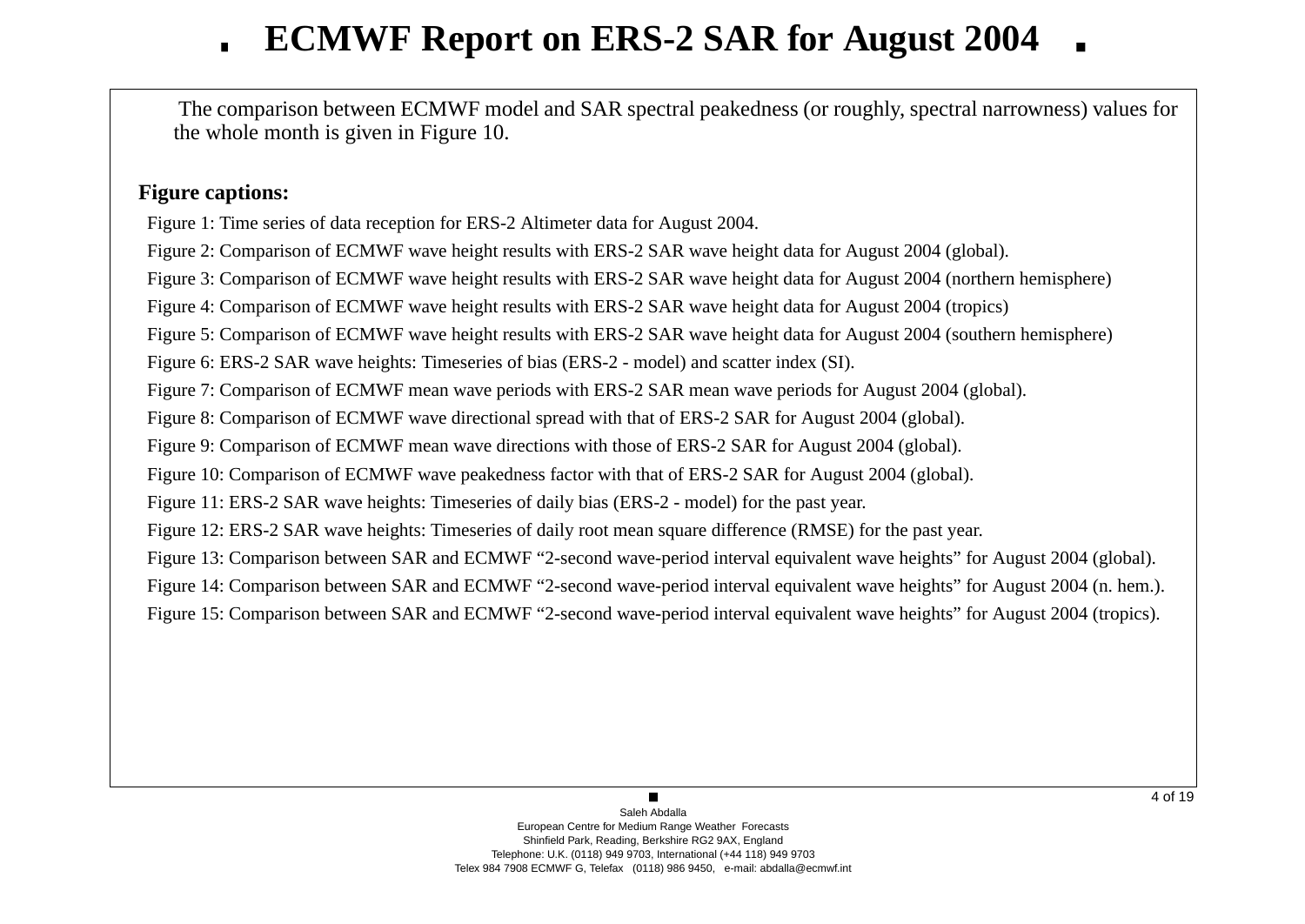The comparison between ECMWF model and SAR spectral peakedness (or roughly, spectral narrowness) values for the whole month is given in Figure 10.

**Figure captions:**

Figure 1: Time series of data reception for ERS-2 Altimeter data for August 2004.

Figure 2: Comparison of ECMWF wave height results with ERS-2 SAR wave height data for August 2004 (global).

Figure 3: Comparison of ECMWF wave height results with ERS-2 SAR wave height data for August 2004 (northern hemisphere)

Figure 4: Comparison of ECMWF wave height results with ERS-2 SAR wave height data for August 2004 (tropics)

Figure 5: Comparison of ECMWF wave height results with ERS-2 SAR wave height data for August 2004 (southern hemisphere)

Figure 6: ERS-2 SAR wave heights: Timeseries of bias (ERS-2 - model) and scatter index (SI).

Figure 7: Comparison of ECMWF mean wave periods with ERS-2 SAR mean wave periods for August 2004 (global).

Figure 8: Comparison of ECMWF wave directional spread with that of ERS-2 SAR for August 2004 (global).

Figure 9: Comparison of ECMWF mean wave directions with those of ERS-2 SAR for August 2004 (global).

Figure 10: Comparison of ECMWF wave peakedness factor with that of ERS-2 SAR for August 2004 (global).

Figure 11: ERS-2 SAR wave heights: Timeseries of daily bias (ERS-2 - model) for the past year.

Figure 12: ERS-2 SAR wave heights: Timeseries of daily root mean square difference (RMSE) for the past year.

Figure 13: Comparison between SAR and ECMWF "2-second wave-period interval equivalent wave heights" for August 2004 (global).

Figure 14: Comparison between SAR and ECMWF "2-second wave-period interval equivalent wave heights" for August 2004 (n. hem.).

Figure 15: Comparison between SAR and ECMWF "2-second wave-period interval equivalent wave heights" for August 2004 (tropics).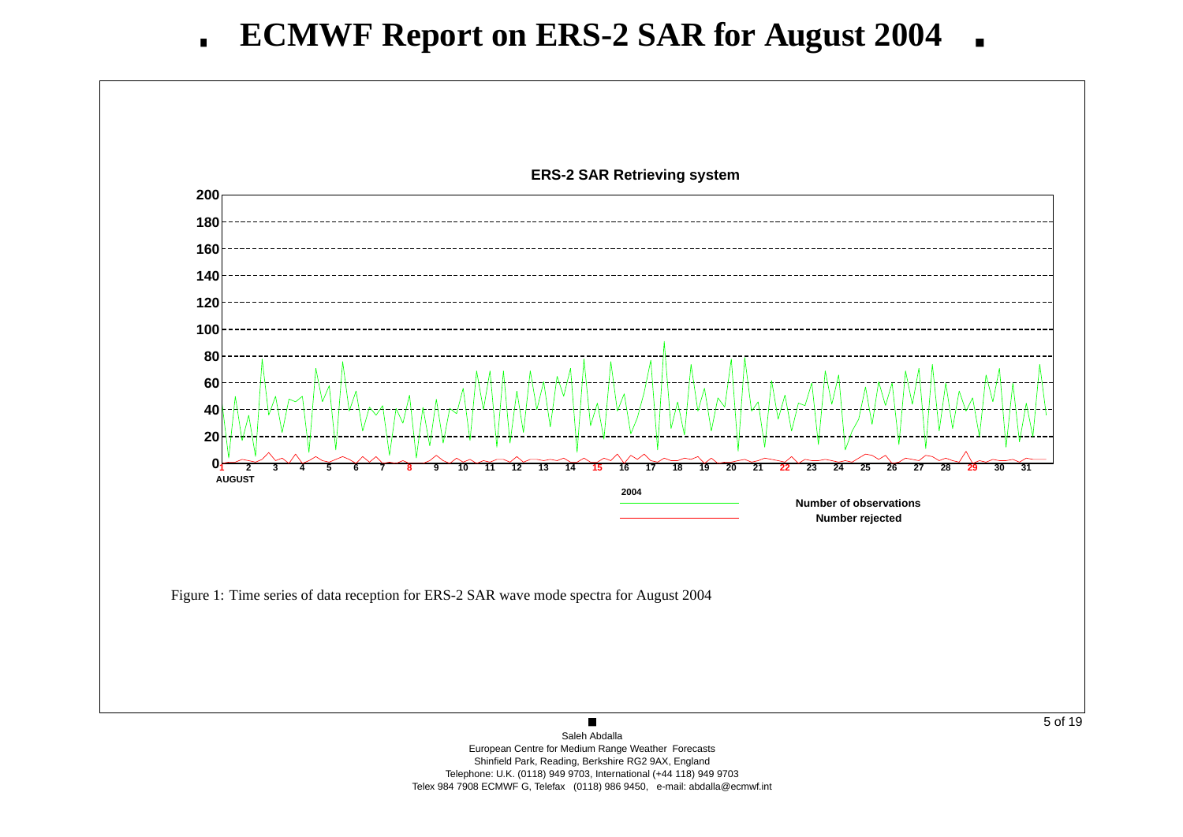# ECMWF Report on ERS-2 SAR for August 2004

ERS-2 SAR Retrieving system

Number of observations
Number rejected

Figure 1: Time series of data reception for ERS-2 SAR wave mode spectra for August 2004

Saleh Abdalla
European Centre for Medium Range Weather Forecasts
Shinfield Park, Reading, Berkshire RG2 9AX, England
Telephone: U.K. (0118) 949 9703, International (+44 118) 949 9703
Telex 984 7908 ECMWF G, Telefax (0118) 986 9450, e-mail: abdalla@ecmwf.int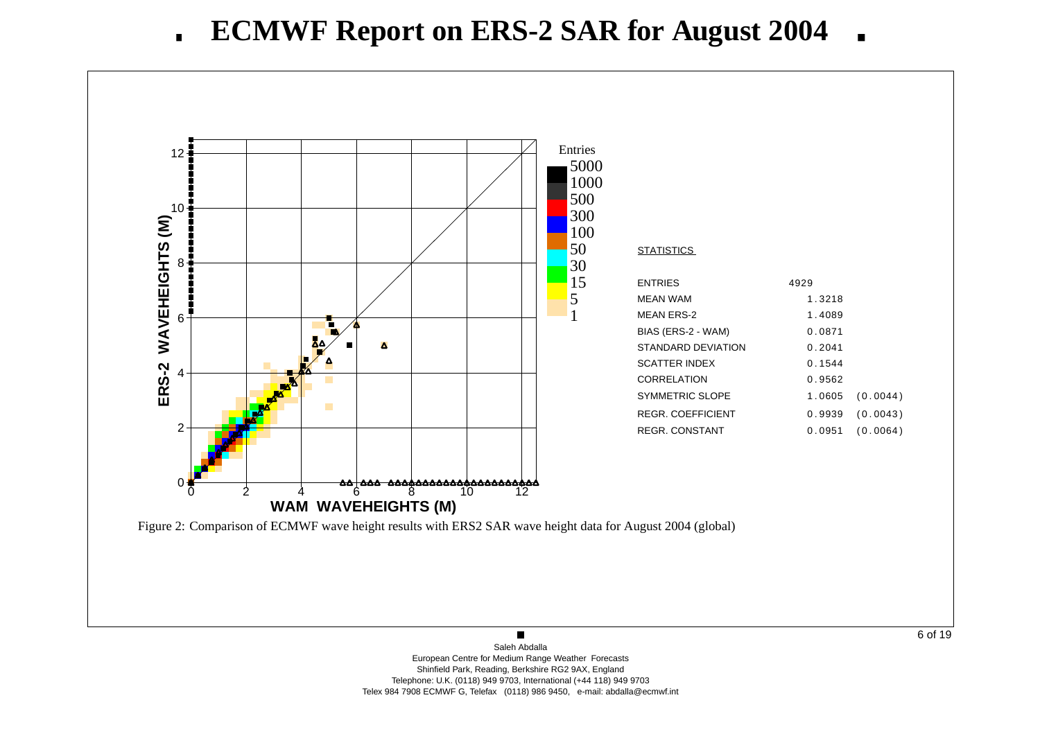# ECMWF Report on ERS-2 SAR for August 2004

**STATISTICS**

| | | |
|---|---|---|
| ENTRIES | 4929 | |
| MEAN WAM | 1.3218 | |
| MEAN ERS-2 | 1.4089 | |
| BIAS (ERS-2 - WAM) | 0.0871 | |
| STANDARD DEVIATION | 0.2041 | |
| SCATTER INDEX | 0.1544 | |
| CORRELATION | 0.9562 | |
| SYMMETRIC SLOPE | 1.0605 | (0.0044) |
| REGR. COEFFICIENT | 0.9939 | (0.0043) |
| REGR. CONSTANT | 0.0951 | (0.0064) |

Figure 2: Comparison of ECMWF wave height results with ERS2 SAR wave height data for August 2004 (global)

Saleh Abdalla
European Centre for Medium Range Weather Forecasts
Shinfield Park, Reading, Berkshire RG2 9AX, England
Telephone: U.K. (0118) 949 9703, International (+44 118) 949 9703
Telex 984 7908 ECMWF G, Telefax (0118) 986 9450, e-mail: abdalla@ecmwf.int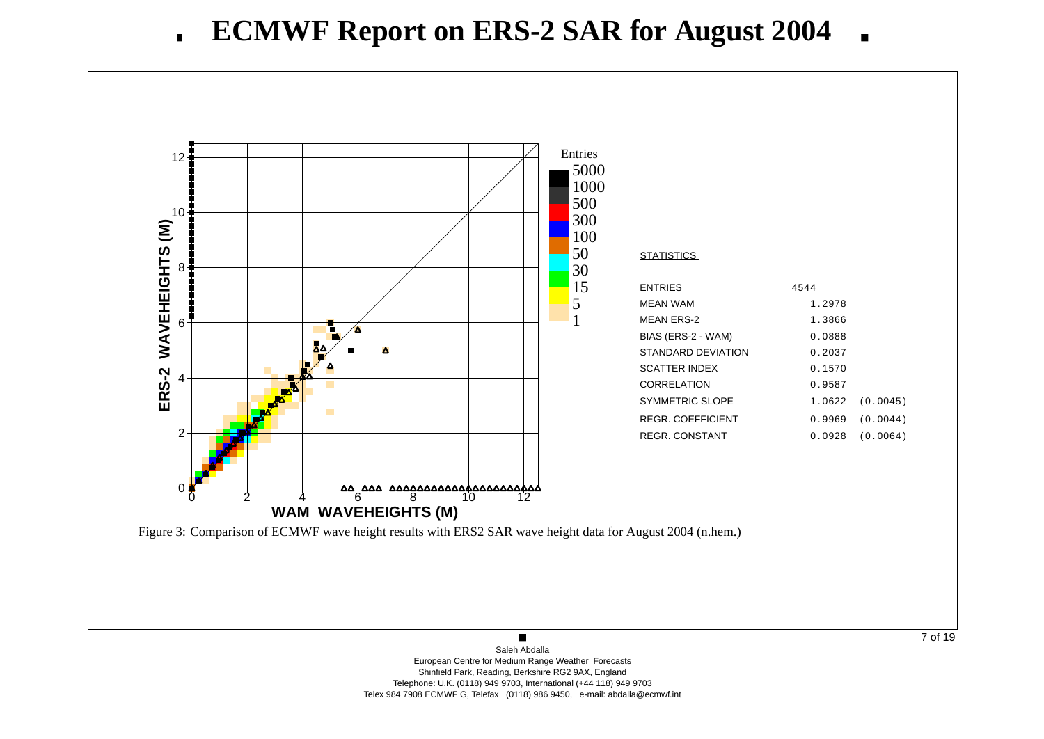# ECMWF Report on ERS-2 SAR for August 2004

**STATISTICS**

| | | |
|---|---|---|
| ENTRIES | 4544 | |
| MEAN WAM | 1.2978 | |
| MEAN ERS-2 | 1.3866 | |
| BIAS (ERS-2 - WAM) | 0.0888 | |
| STANDARD DEVIATION | 0.2037 | |
| SCATTER INDEX | 0.1570 | |
| CORRELATION | 0.9587 | |
| SYMMETRIC SLOPE | 1.0622 | (0.0045) |
| REGR. COEFFICIENT | 0.9969 | (0.0044) |
| REGR. CONSTANT | 0.0928 | (0.0064) |

Figure 3: Comparison of ECMWF wave height results with ERS2 SAR wave height data for August 2004 (n.hem.)

Saleh Abdalla
European Centre for Medium Range Weather Forecasts
Shinfield Park, Reading, Berkshire RG2 9AX, England
Telephone: U.K. (0118) 949 9703, International (+44 118) 949 9703
Telex 984 7908 ECMWF G, Telefax (0118) 986 9450, e-mail: abdalla@ecmwf.int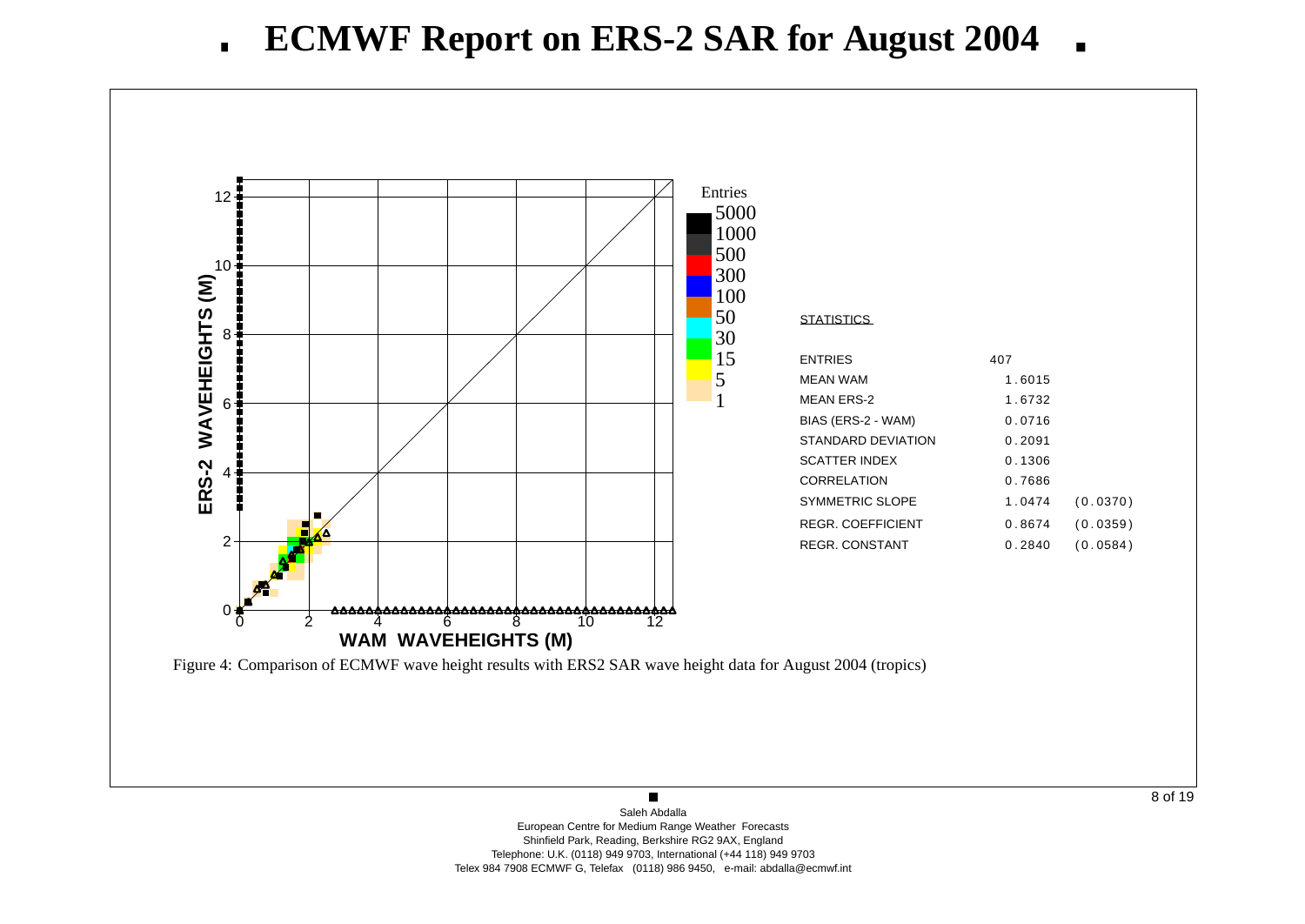# ECMWF Report on ERS-2 SAR for August 2004

STATISTICS

| | | |
|---|---|---|
| ENTRIES | 407 | |
| MEAN WAM | 1.6015 | |
| MEAN ERS-2 | 1.6732 | |
| BIAS (ERS-2 - WAM) | 0.0716 | |
| STANDARD DEVIATION | 0.2091 | |
| SCATTER INDEX | 0.1306 | |
| CORRELATION | 0.7686 | |
| SYMMETRIC SLOPE | 1.0474 | (0.0370) |
| REGR. COEFFICIENT | 0.8674 | (0.0359) |
| REGR. CONSTANT | 0.2840 | (0.0584) |

Figure 4: Comparison of ECMWF wave height results with ERS2 SAR wave height data for August 2004 (tropics)

Saleh Abdalla
European Centre for Medium Range Weather Forecasts
Shinfield Park, Reading, Berkshire RG2 9AX, England
Telephone: U.K. (0118) 949 9703, International (+44 118) 949 9703
Telex 984 7908 ECMWF G, Telefax (0118) 986 9450, e-mail: abdalla@ecmwf.int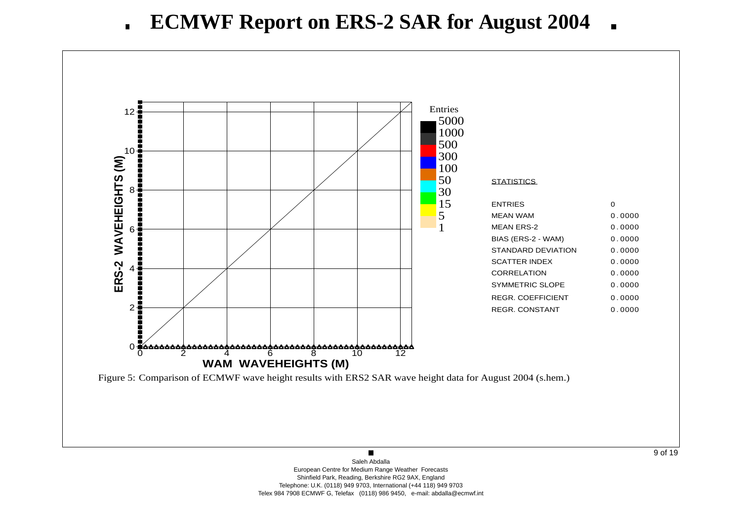# ECMWF Report on ERS-2 SAR for August 2004

| STATISTICS | |
|---|---|
| ENTRIES | 0 |
| MEAN WAM | 0.0000 |
| MEAN ERS-2 | 0.0000 |
| BIAS (ERS-2 - WAM) | 0.0000 |
| STANDARD DEVIATION | 0.0000 |
| SCATTER INDEX | 0.0000 |
| CORRELATION | 0.0000 |
| SYMMETRIC SLOPE | 0.0000 |
| REGR. COEFFICIENT | 0.0000 |
| REGR. CONSTANT | 0.0000 |

Figure 5: Comparison of ECMWF wave height results with ERS2 SAR wave height data for August 2004 (s.hem.)

Saleh Abdalla
European Centre for Medium Range Weather Forecasts
Shinfield Park, Reading, Berkshire RG2 9AX, England
Telephone: U.K. (0118) 949 9703, International (+44 118) 949 9703
Telex 984 7908 ECMWF G, Telefax (0118) 986 9450, e-mail: abdalla@ecmwf.int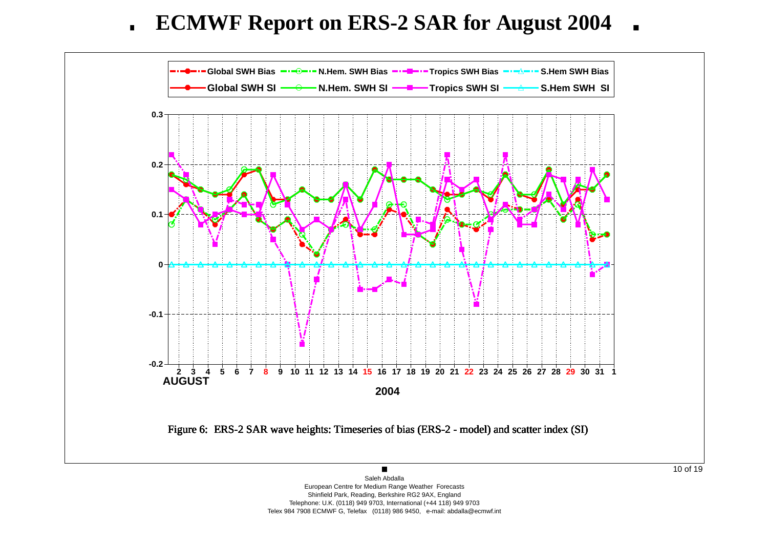# ECMWF Report on ERS-2 SAR for August 2004

Figure 6: ERS-2 SAR wave heights: Timeseries of bias (ERS-2 - model) and scatter index (SI)

Saleh Abdalla
European Centre for Medium Range Weather Forecasts
Shinfield Park, Reading, Berkshire RG2 9AX, England
Telephone: U.K. (0118) 949 9703, International (+44 118) 949 9703
Telex 984 7908 ECMWF G, Telefax (0118) 986 9450, e-mail: abdalla@ecmwf.int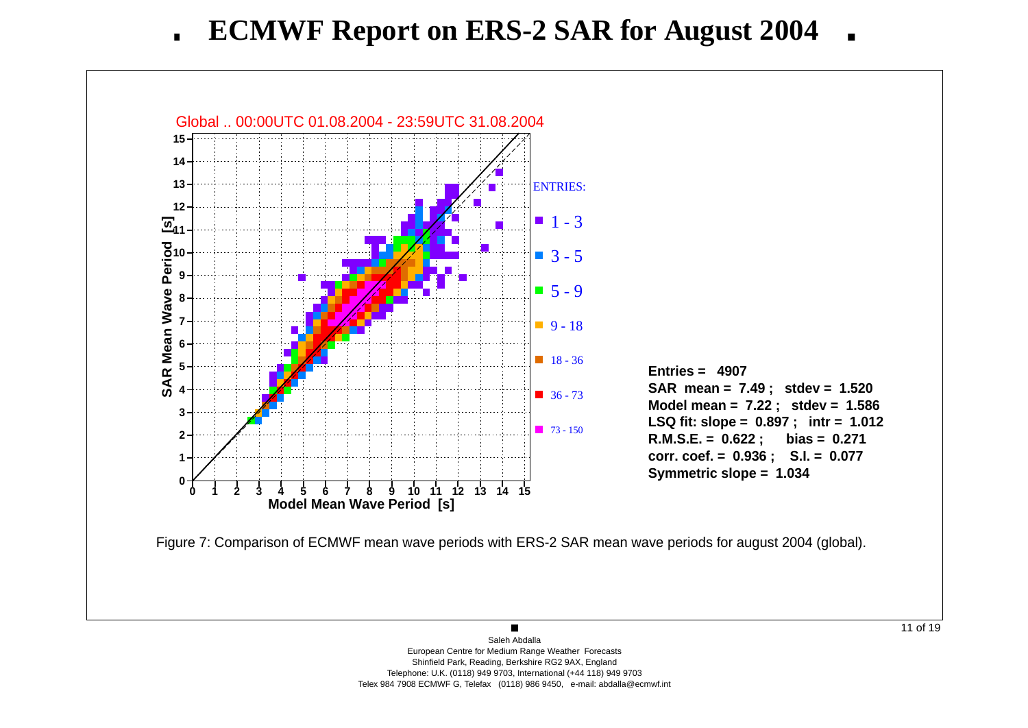# ECMWF Report on ERS-2 SAR for August 2004

Global .. 00:00UTC 01.08.2004 - 23:59UTC 31.08.2004

**Entries = 4907**
**SAR mean = 7.49 ; stdev = 1.520**
**Model mean = 7.22 ; stdev = 1.586**
**LSQ fit: slope = 0.897 ; intr = 1.012**
**R.M.S.E. = 0.622 ; bias = 0.271**
**corr. coef. = 0.936 ; S.I. = 0.077**
**Symmetric slope = 1.034**

Figure 7: Comparison of ECMWF mean wave periods with ERS-2 SAR mean wave periods for august 2004 (global).

Saleh Abdalla
European Centre for Medium Range Weather Forecasts
Shinfield Park, Reading, Berkshire RG2 9AX, England
Telephone: U.K. (0118) 949 9703, International (+44 118) 949 9703
Telex 984 7908 ECMWF G, Telefax (0118) 986 9450, e-mail: abdalla@ecmwf.int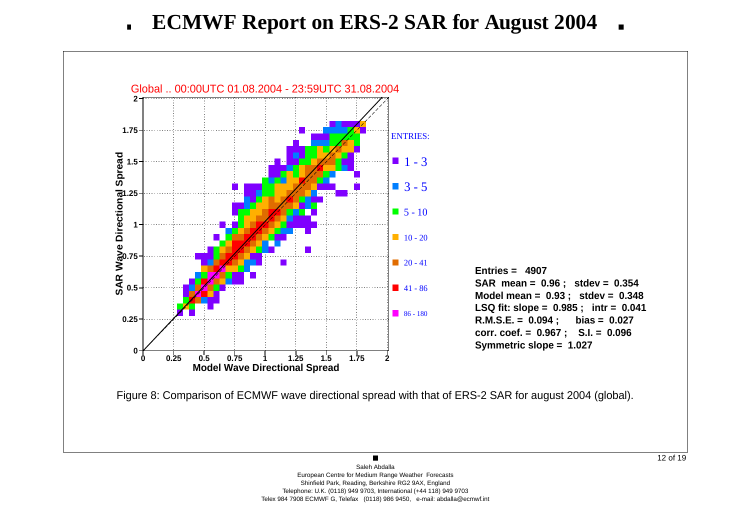# ECMWF Report on ERS-2 SAR for August 2004

Global .. 00:00UTC 01.08.2004 - 23:59UTC 31.08.2004

ENTRIES:

- 1 - 3
- 3 - 5
- 5 - 10
- 10 - 20
- 20 - 41
- 41 - 86
- 86 - 180

**Entries = 4907**
**SAR mean = 0.96 ; stdev = 0.354**
**Model mean = 0.93 ; stdev = 0.348**
**LSQ fit: slope = 0.985 ; intr = 0.041**
**R.M.S.E. = 0.094 ; bias = 0.027**
**corr. coef. = 0.967 ; S.I. = 0.096**
**Symmetric slope = 1.027**

Figure 8: Comparison of ECMWF wave directional spread with that of ERS-2 SAR for august 2004 (global).

Saleh Abdalla
European Centre for Medium Range Weather Forecasts
Shinfield Park, Reading, Berkshire RG2 9AX, England
Telephone: U.K. (0118) 949 9703, International (+44 118) 949 9703
Telex 984 7908 ECMWF G, Telefax (0118) 986 9450, e-mail: abdalla@ecmwf.int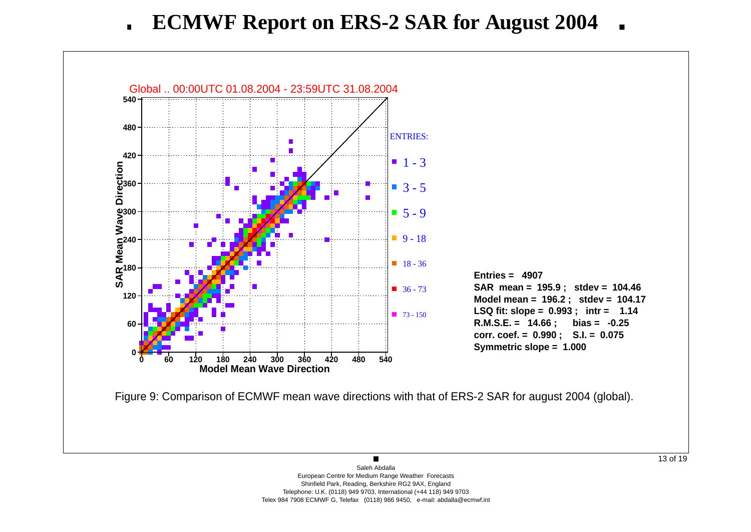# ECMWF Report on ERS-2 SAR for August 2004

Global .. 00:00UTC 01.08.2004 - 23:59UTC 31.08.2004

ENTRIES:

- 1 - 3
- 3 - 5
- 5 - 9
- 9 - 18
- 18 - 36
- 36 - 73
- 73 - 150

**Entries = 4907**
**SAR mean = 195.9 ; stdev = 104.46**
**Model mean = 196.2 ; stdev = 104.17**
**LSQ fit: slope = 0.993 ; intr = 1.14**
**R.M.S.E. = 14.66 ; bias = -0.25**
**corr. coef. = 0.990 ; S.I. = 0.075**
**Symmetric slope = 1.000**

Figure 9: Comparison of ECMWF mean wave directions with that of ERS-2 SAR for august 2004 (global).

Saleh Abdalla
European Centre for Medium Range Weather Forecasts
Shinfield Park, Reading, Berkshire RG2 9AX, England
Telephone: U.K. (0118) 949 9703, International (+44 118) 949 9703
Telex 984 7908 ECMWF G, Telefax (0118) 986 9450, e-mail: abdalla@ecmwf.int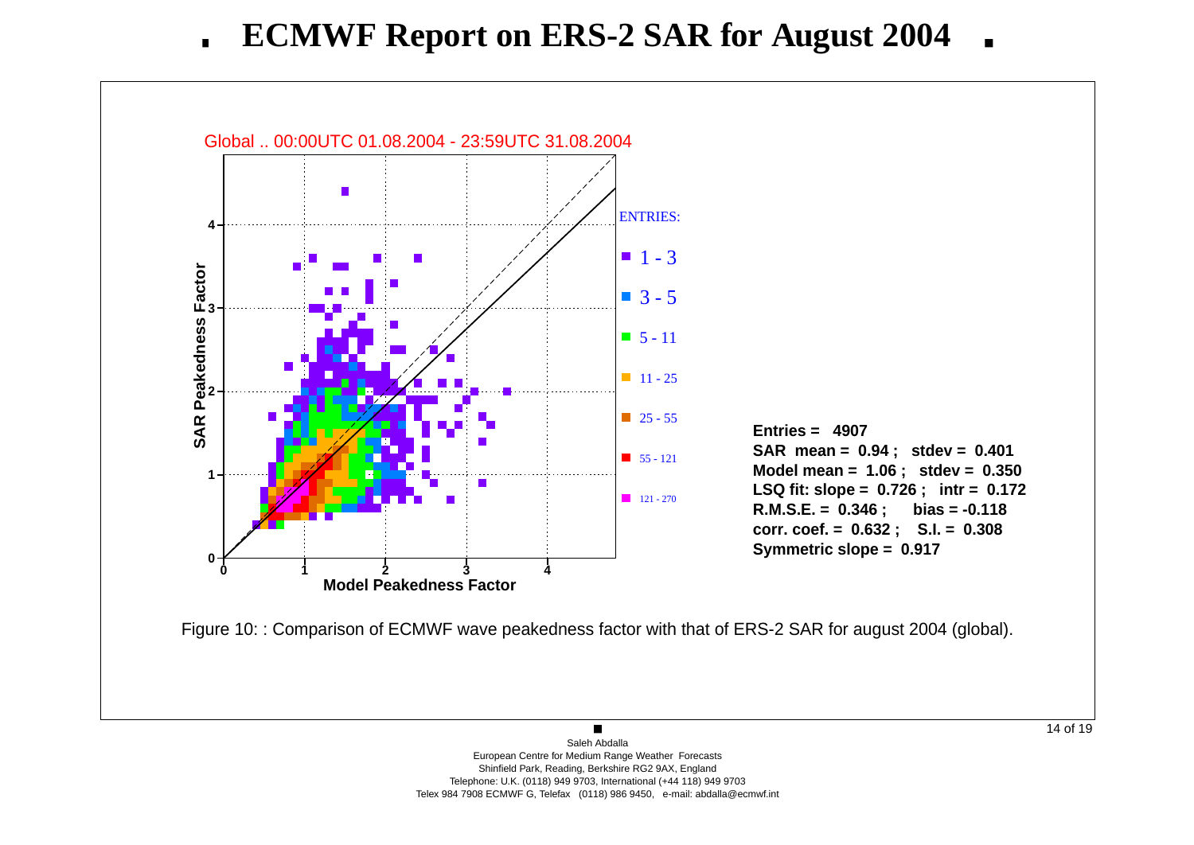# ECMWF Report on ERS-2 SAR for August 2004

Global .. 00:00UTC 01.08.2004 - 23:59UTC 31.08.2004

**Entries = 4907**
**SAR mean = 0.94 ; stdev = 0.401**
**Model mean = 1.06 ; stdev = 0.350**
**LSQ fit: slope = 0.726 ; intr = 0.172**
**R.M.S.E. = 0.346 ; bias = -0.118**
**corr. coef. = 0.632 ; S.I. = 0.308**
**Symmetric slope = 0.917**

Figure 10: : Comparison of ECMWF wave peakedness factor with that of ERS-2 SAR for august 2004 (global).

Saleh Abdalla
European Centre for Medium Range Weather Forecasts
Shinfield Park, Reading, Berkshire RG2 9AX, England
Telephone: U.K. (0118) 949 9703, International (+44 118) 949 9703
Telex 984 7908 ECMWF G, Telefax (0118) 986 9450, e-mail: abdalla@ecmwf.int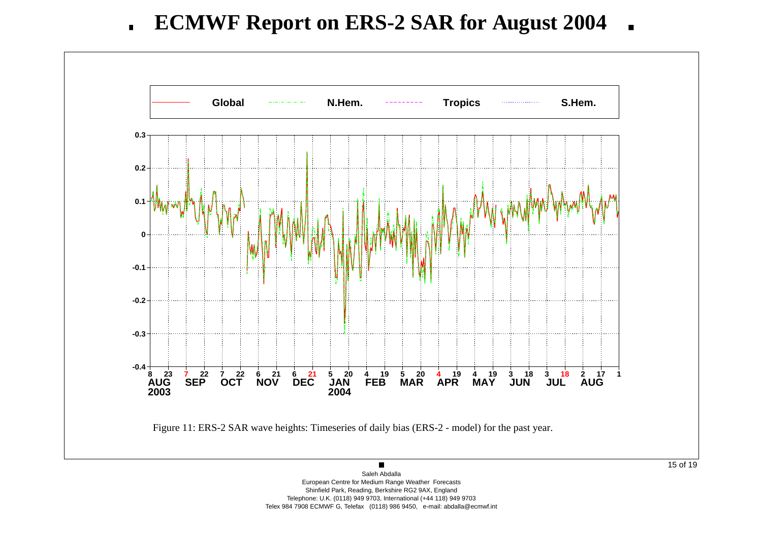# ECMWF Report on ERS-2 SAR for August 2004

Figure 11: ERS-2 SAR wave heights: Timeseries of daily bias (ERS-2 - model) for the past year.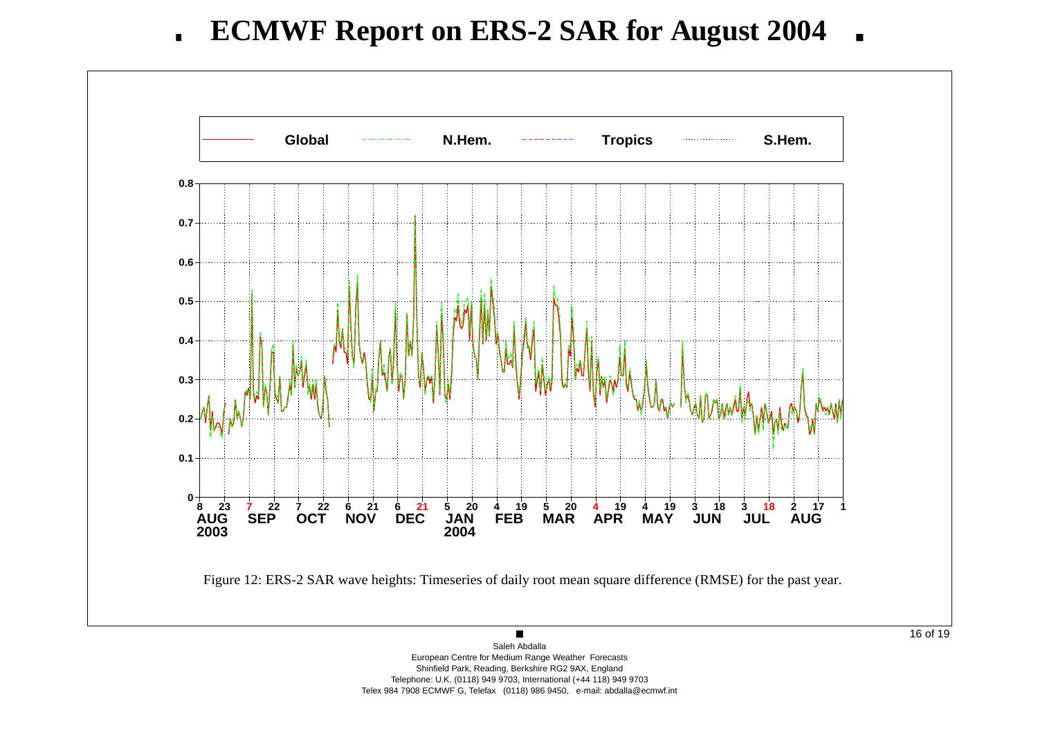# ECMWF Report on ERS-2 SAR for August 2004

Figure 12: ERS-2 SAR wave heights: Timeseries of daily root mean square difference (RMSE) for the past year.

Saleh Abdalla
European Centre for Medium Range Weather Forecasts
Shinfield Park, Reading, Berkshire RG2 9AX, England
Telephone: U.K. (0118) 949 9703, International (+44 118) 949 9703
Telex 984 7908 ECMWF G, Telefax (0118) 986 9450, e-mail: abdalla@ecmwf.int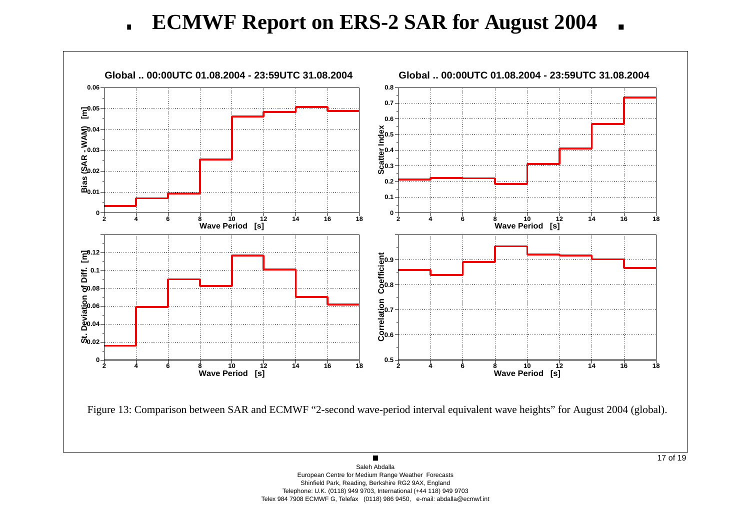Figure 13: Comparison between SAR and ECMWF "2-second wave-period interval equivalent wave heights" for August 2004 (global).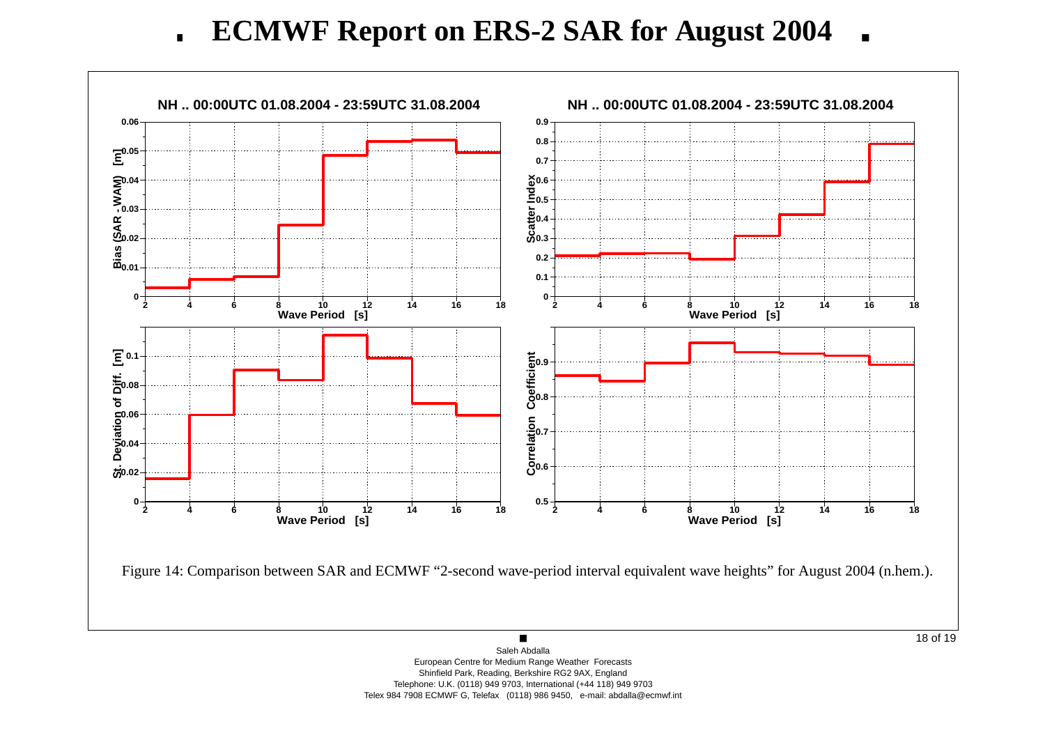# ECMWF Report on ERS-2 SAR for August 2004

Figure 14: Comparison between SAR and ECMWF "2-second wave-period interval equivalent wave heights" for August 2004 (n.hem.).

Saleh Abdalla
European Centre for Medium Range Weather Forecasts
Shinfield Park, Reading, Berkshire RG2 9AX, England
Telephone: U.K. (0118) 949 9703, International (+44 118) 949 9703
Telex 984 7908 ECMWF G, Telefax (0118) 986 9450, e-mail: abdalla@ecmwf.int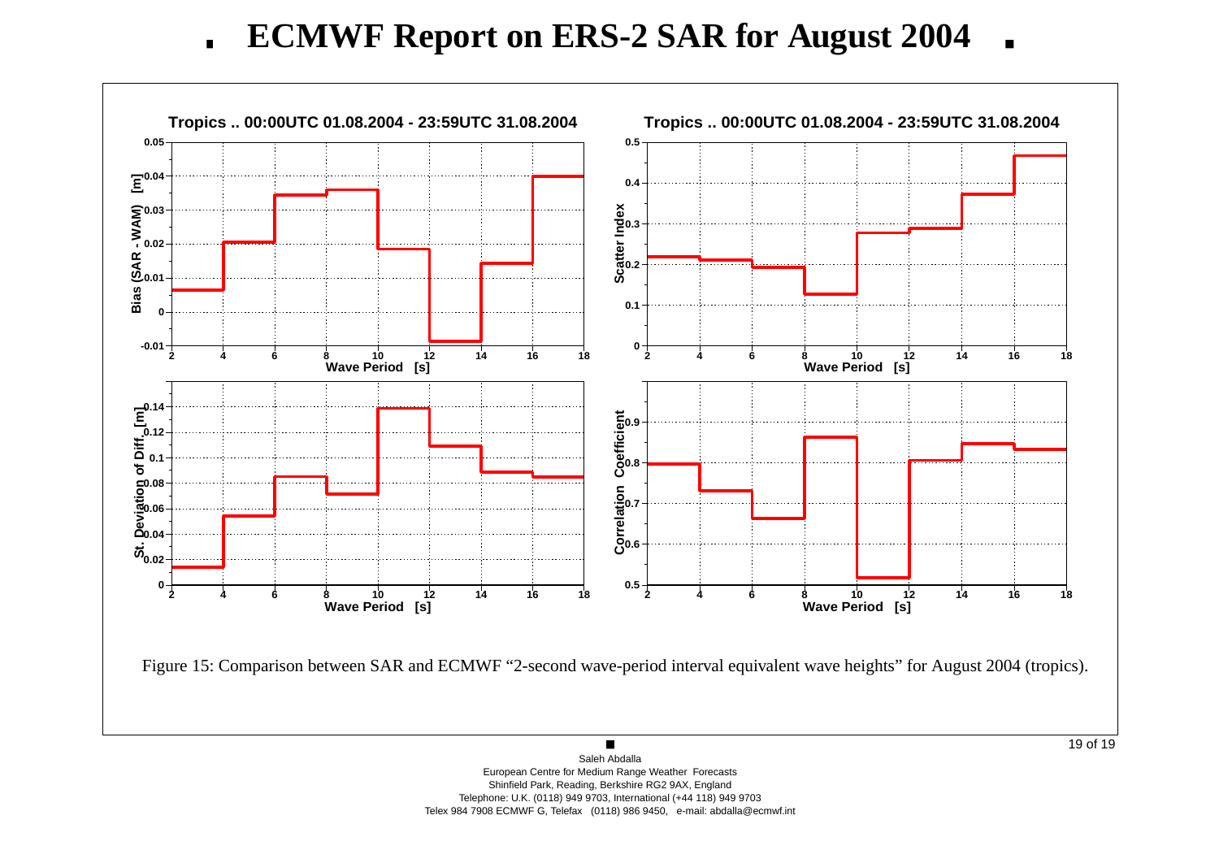# ECMWF Report on ERS-2 SAR for August 2004

Tropics .. 00:00UTC 01.08.2004 - 23:59UTC 31.08.2004

Bias (SAR - WAM) [m]

0.05
0.04
0.03
0.02
0.01
0
-0.01

2 4 6 8 10 12 14 16 18

Wave Period [s]

Tropics .. 00:00UTC 01.08.2004 - 23:59UTC 31.08.2004

Scatter Index

0.5
0.4
0.3
0.2
0.1
0

2 4 6 8 10 12 14 16 18

Wave Period [s]

St. Deviation of Diff. [m]

0.14
0.12
0.1
0.08
0.06
0.04
0.02
0

2 4 6 8 10 12 14 16 18

Wave Period [s]

Correlation Coefficient

0.9
0.8
0.7
0.6
0.5

2 4 6 8 10 12 14 16 18

Wave Period [s]

Figure 15: Comparison between SAR and ECMWF "2-second wave-period interval equivalent wave heights" for August 2004 (tropics).

Saleh Abdalla
European Centre for Medium Range Weather Forecasts
Shinfield Park, Reading, Berkshire RG2 9AX, England
Telephone: U.K. (0118) 949 9703, International (+44 118) 949 9703
Telex 984 7908 ECMWF G, Telefax (0118) 986 9450, e-mail: abdalla@ecmwf.int